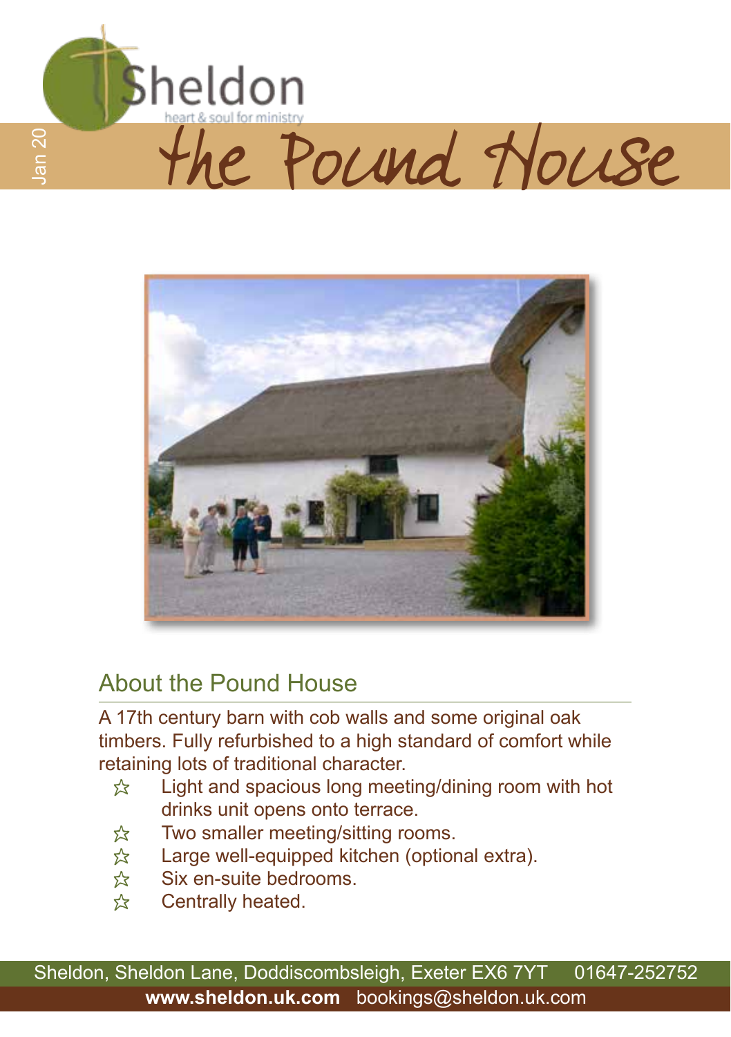Sheldon

heart & soul for ministry

Jan 20

# the Pound House

## About the Pound House

A 17th century barn with cob walls and some original oak timbers. Fully refurbished to a high standard of comfort while retaining lots of traditional character.

- ☆ Light and spacious long meeting/dining room with hot drinks unit opens onto terrace.
- ☆ Two smaller meeting/sitting rooms.
- ☆ Large well-equipped kitchen (optional extra).
- ☆ Six en-suite bedrooms.
- ☆ Centrally heated.

Sheldon, Sheldon Lane, Doddiscombsleigh, Exeter EX6 7YT 01647-252752

**www.sheldon.uk.com** bookings@sheldon.uk.com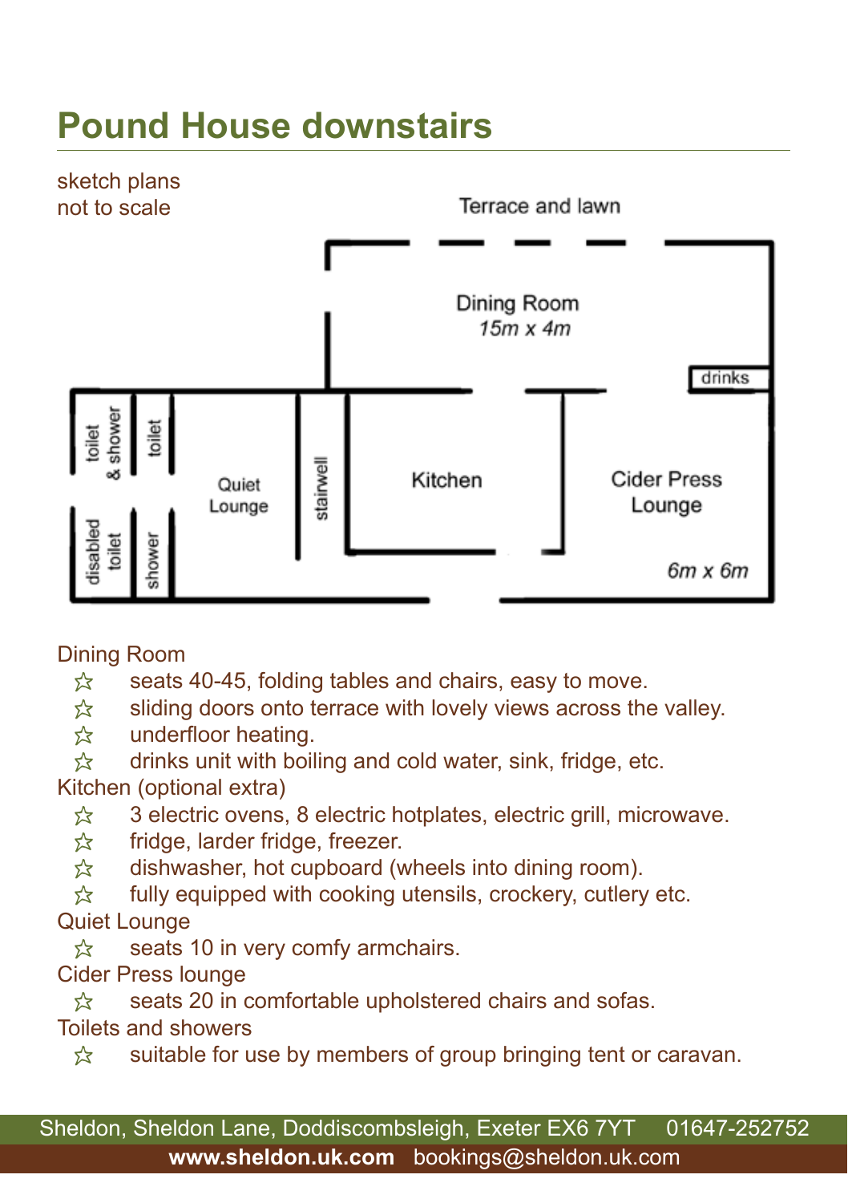# Pound House downstairs

sketch plans
not to scale

Terrace and lawn

Dining Room
*15m x 4m*

drinks

toilet & shower

toilet

disabled toilet

shower

Quiet Lounge

stairwell

Kitchen

Cider Press Lounge

*6m x 6m*

Dining Room

- ☆ seats 40-45, folding tables and chairs, easy to move.
- ☆ sliding doors onto terrace with lovely views across the valley.
- ☆ underfloor heating.
- ☆ drinks unit with boiling and cold water, sink, fridge, etc.

Kitchen (optional extra)

- ☆ 3 electric ovens, 8 electric hotplates, electric grill, microwave.
- ☆ fridge, larder fridge, freezer.
- ☆ dishwasher, hot cupboard (wheels into dining room).
- ☆ fully equipped with cooking utensils, crockery, cutlery etc.

Quiet Lounge

- ☆ seats 10 in very comfy armchairs.

Cider Press lounge

- ☆ seats 20 in comfortable upholstered chairs and sofas.

Toilets and showers

- ☆ suitable for use by members of group bringing tent or caravan.

Sheldon, Sheldon Lane, Doddiscombsleigh, Exeter EX6 7YT 01647-252752
**www.sheldon.uk.com** bookings@sheldon.uk.com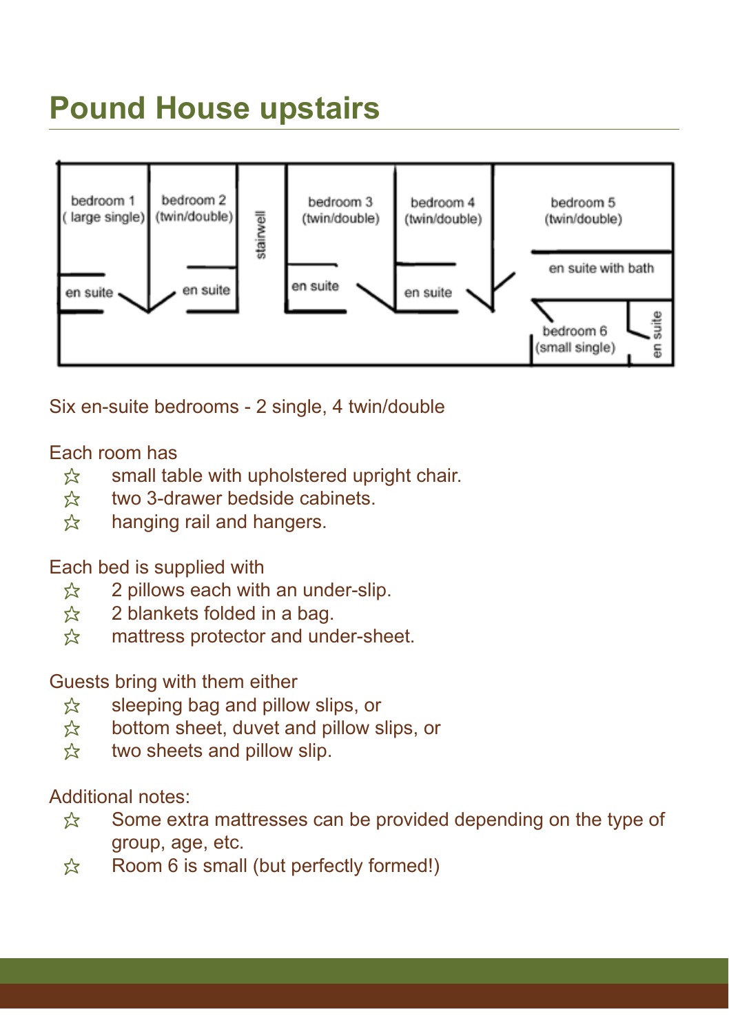# Pound House upstairs

bedroom 1 (large single)

bedroom 2 (twin/double)

stairwell

bedroom 3 (twin/double)

bedroom 4 (twin/double)

bedroom 5 (twin/double)

en suite

en suite

en suite

en suite

en suite with bath

bedroom 6 (small single)

en suite

Six en-suite bedrooms - 2 single, 4 twin/double

Each room has

- ☆ small table with upholstered upright chair.
- ☆ two 3-drawer bedside cabinets.
- ☆ hanging rail and hangers.

Each bed is supplied with

- ☆ 2 pillows each with an under-slip.
- ☆ 2 blankets folded in a bag.
- ☆ mattress protector and under-sheet.

Guests bring with them either

- ☆ sleeping bag and pillow slips, or
- ☆ bottom sheet, duvet and pillow slips, or
- ☆ two sheets and pillow slip.

Additional notes:

- ☆ Some extra mattresses can be provided depending on the type of group, age, etc.
- ☆ Room 6 is small (but perfectly formed!)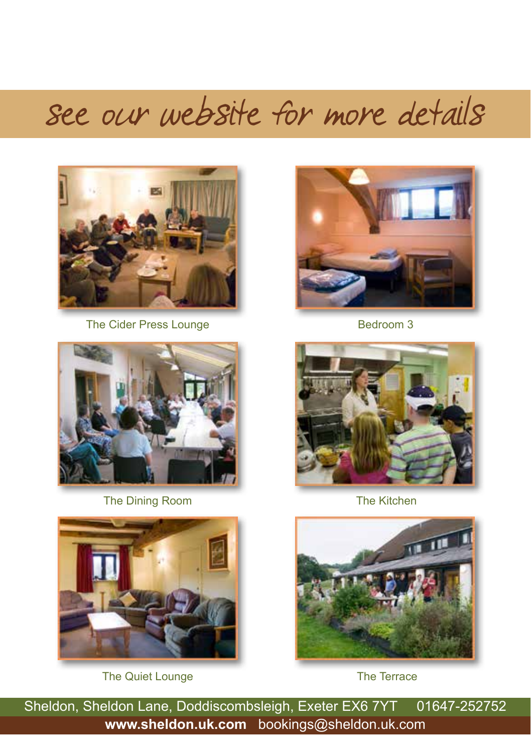# see our website for more details

The Cider Press Lounge

Bedroom 3

The Dining Room

The Kitchen

The Quiet Lounge

The Terrace

Sheldon, Sheldon Lane, Doddiscombsleigh, Exeter EX6 7YT 01647-252752

**www.sheldon.uk.com** bookings@sheldon.uk.com